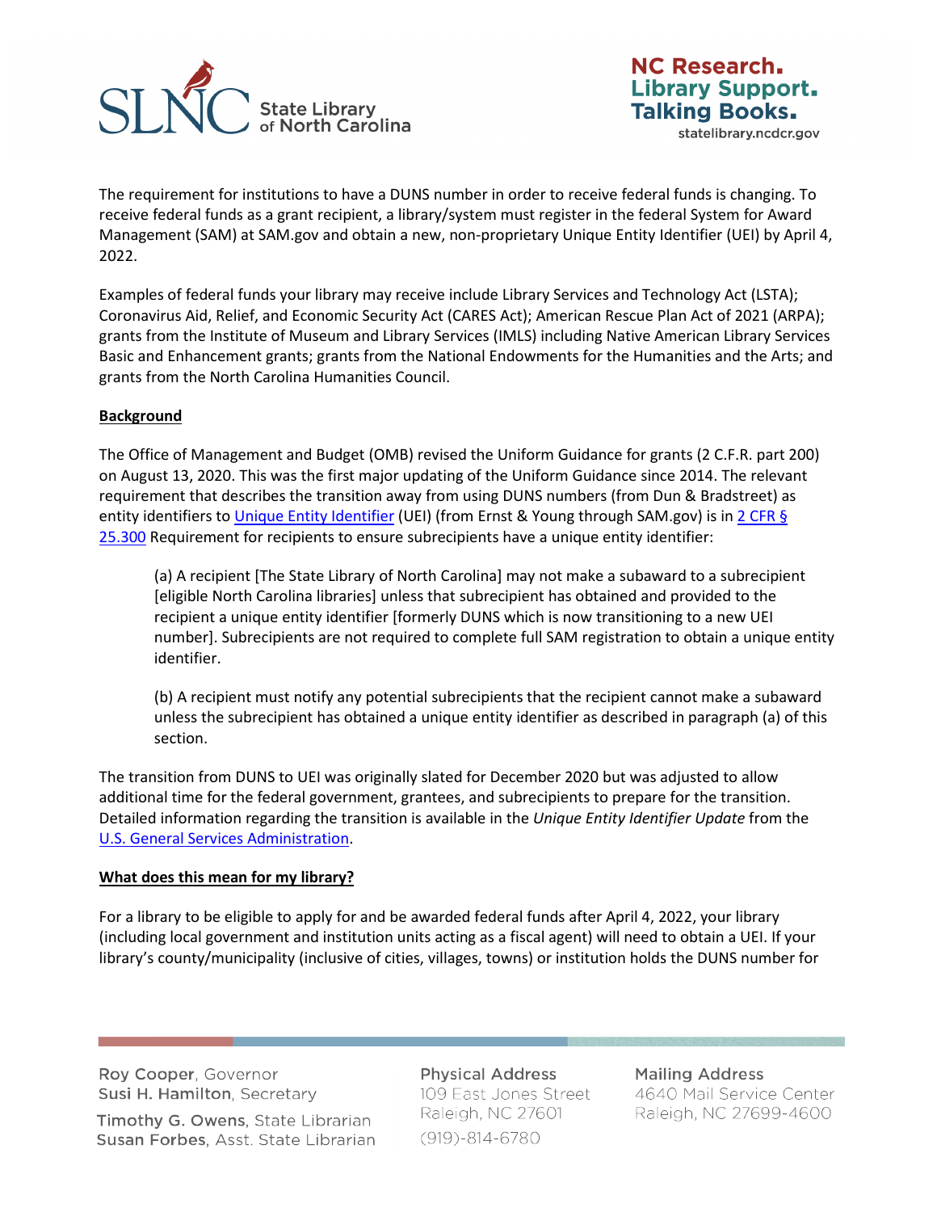The requirement for institutions to have a DUNS number in order to receive federal funds is changing. To receive federal funds as a grant recipient, a library/system must register in the federal System for Award Management (SAM) at SAM.gov and obtain a new, non-proprietary Unique Entity Identifier (UEI) by April 4, 2022.

Examples of federal funds your library may receive include Library Services and Technology Act (LSTA); Coronavirus Aid, Relief, and Economic Security Act (CARES Act); American Rescue Plan Act of 2021 (ARPA); grants from the Institute of Museum and Library Services (IMLS) including Native American Library Services Basic and Enhancement grants; grants from the National Endowments for the Humanities and the Arts; and grants from the North Carolina Humanities Council.

## Background

The Office of Management and Budget (OMB) revised the Uniform Guidance for grants (2 C.F.R. part 200) on August 13, 2020. This was the first major updating of the Uniform Guidance since 2014. The relevant requirement that describes the transition away from using DUNS numbers (from Dun & Bradstreet) as entity identifiers to Unique Entity Identifier (UEI) (from Ernst & Young through SAM.gov) is in 2 CFR § 25.300 Requirement for recipients to ensure subrecipients have a unique entity identifier:

> (a) A recipient [The State Library of North Carolina] may not make a subaward to a subrecipient [eligible North Carolina libraries] unless that subrecipient has obtained and provided to the recipient a unique entity identifier [formerly DUNS which is now transitioning to a new UEI number]. Subrecipients are not required to complete full SAM registration to obtain a unique entity identifier.
>
> (b) A recipient must notify any potential subrecipients that the recipient cannot make a subaward unless the subrecipient has obtained a unique entity identifier as described in paragraph (a) of this section.

The transition from DUNS to UEI was originally slated for December 2020 but was adjusted to allow additional time for the federal government, grantees, and subrecipients to prepare for the transition. Detailed information regarding the transition is available in the *Unique Entity Identifier Update* from the U.S. General Services Administration.

## What does this mean for my library?

For a library to be eligible to apply for and be awarded federal funds after April 4, 2022, your library (including local government and institution units acting as a fiscal agent) will need to obtain a UEI. If your library's county/municipality (inclusive of cities, villages, towns) or institution holds the DUNS number for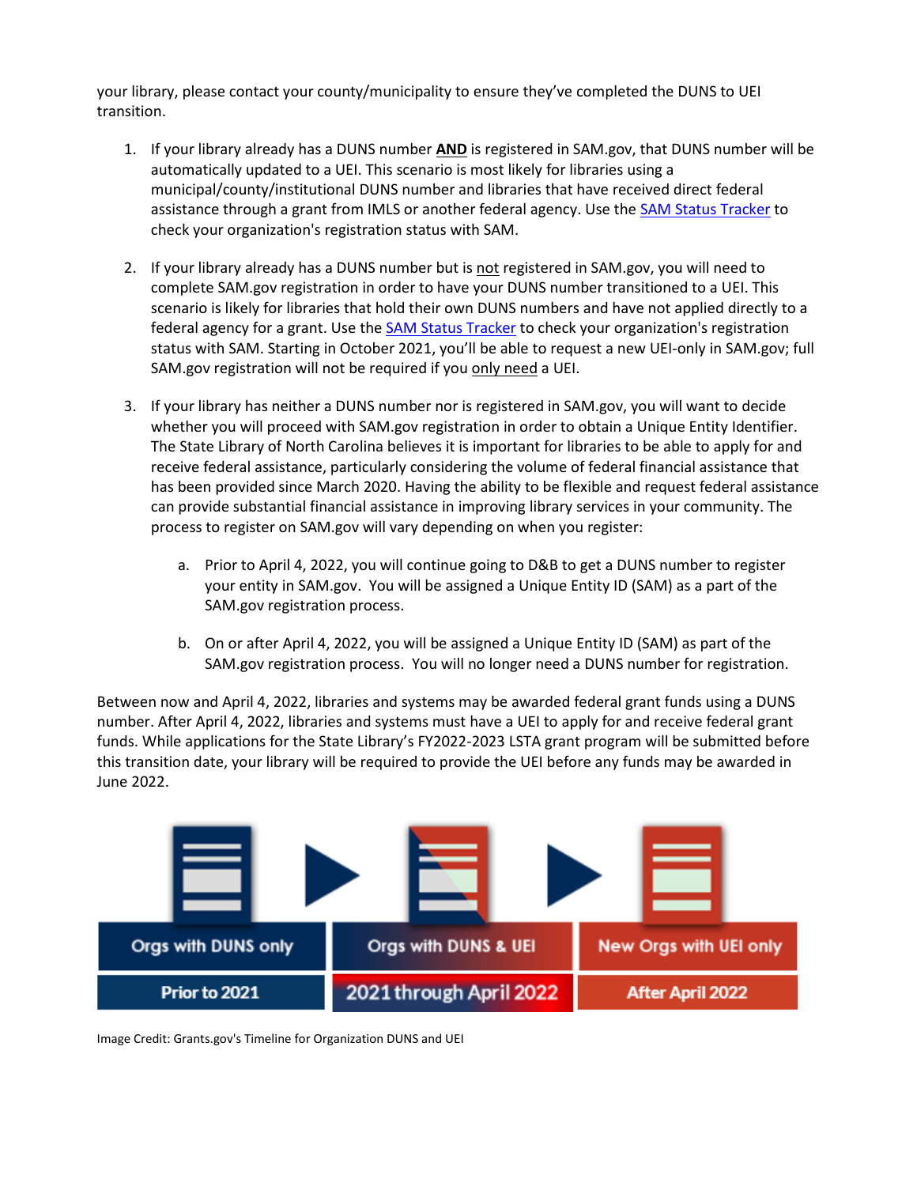your library, please contact your county/municipality to ensure they've completed the DUNS to UEI transition.

1. If your library already has a DUNS number **AND** is registered in SAM.gov, that DUNS number will be automatically updated to a UEI. This scenario is most likely for libraries using a municipal/county/institutional DUNS number and libraries that have received direct federal assistance through a grant from IMLS or another federal agency. Use the [SAM Status Tracker] to check your organization's registration status with SAM.

2. If your library already has a DUNS number but is not registered in SAM.gov, you will need to complete SAM.gov registration in order to have your DUNS number transitioned to a UEI. This scenario is likely for libraries that hold their own DUNS numbers and have not applied directly to a federal agency for a grant. Use the [SAM Status Tracker] to check your organization's registration status with SAM. Starting in October 2021, you'll be able to request a new UEI-only in SAM.gov; full SAM.gov registration will not be required if you only need a UEI.

3. If your library has neither a DUNS number nor is registered in SAM.gov, you will want to decide whether you will proceed with SAM.gov registration in order to obtain a Unique Entity Identifier. The State Library of North Carolina believes it is important for libraries to be able to apply for and receive federal assistance, particularly considering the volume of federal financial assistance that has been provided since March 2020. Having the ability to be flexible and request federal assistance can provide substantial financial assistance in improving library services in your community. The process to register on SAM.gov will vary depending on when you register:

    a. Prior to April 4, 2022, you will continue going to D&B to get a DUNS number to register your entity in SAM.gov. You will be assigned a Unique Entity ID (SAM) as a part of the SAM.gov registration process.

    b. On or after April 4, 2022, you will be assigned a Unique Entity ID (SAM) as part of the SAM.gov registration process. You will no longer need a DUNS number for registration.

Between now and April 4, 2022, libraries and systems may be awarded federal grant funds using a DUNS number. After April 4, 2022, libraries and systems must have a UEI to apply for and receive federal grant funds. While applications for the State Library's FY2022-2023 LSTA grant program will be submitted before this transition date, your library will be required to provide the UEI before any funds may be awarded in June 2022.

| Orgs with DUNS only | Orgs with DUNS & UEI | New Orgs with UEI only |
|---|---|---|
| Prior to 2021 | 2021 through April 2022 | After April 2022 |

Image Credit: Grants.gov's Timeline for Organization DUNS and UEI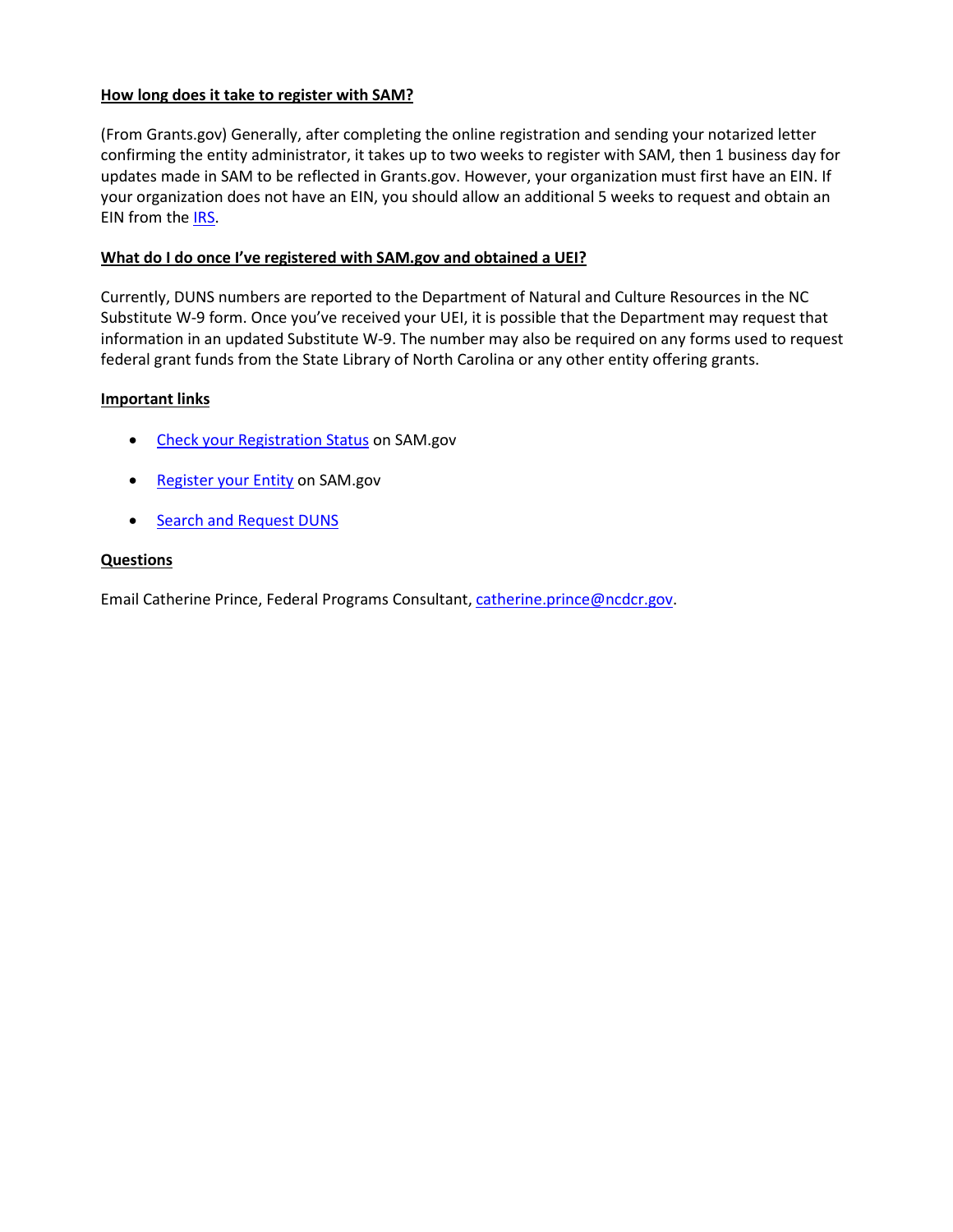**How long does it take to register with SAM?**

(From Grants.gov) Generally, after completing the online registration and sending your notarized letter confirming the entity administrator, it takes up to two weeks to register with SAM, then 1 business day for updates made in SAM to be reflected in Grants.gov. However, your organization must first have an EIN. If your organization does not have an EIN, you should allow an additional 5 weeks to request and obtain an EIN from the IRS.

**What do I do once I've registered with SAM.gov and obtained a UEI?**

Currently, DUNS numbers are reported to the Department of Natural and Culture Resources in the NC Substitute W-9 form. Once you've received your UEI, it is possible that the Department may request that information in an updated Substitute W-9. The number may also be required on any forms used to request federal grant funds from the State Library of North Carolina or any other entity offering grants.

**Important links**

- Check your Registration Status on SAM.gov
- Register your Entity on SAM.gov
- Search and Request DUNS

**Questions**

Email Catherine Prince, Federal Programs Consultant, catherine.prince@ncdcr.gov.